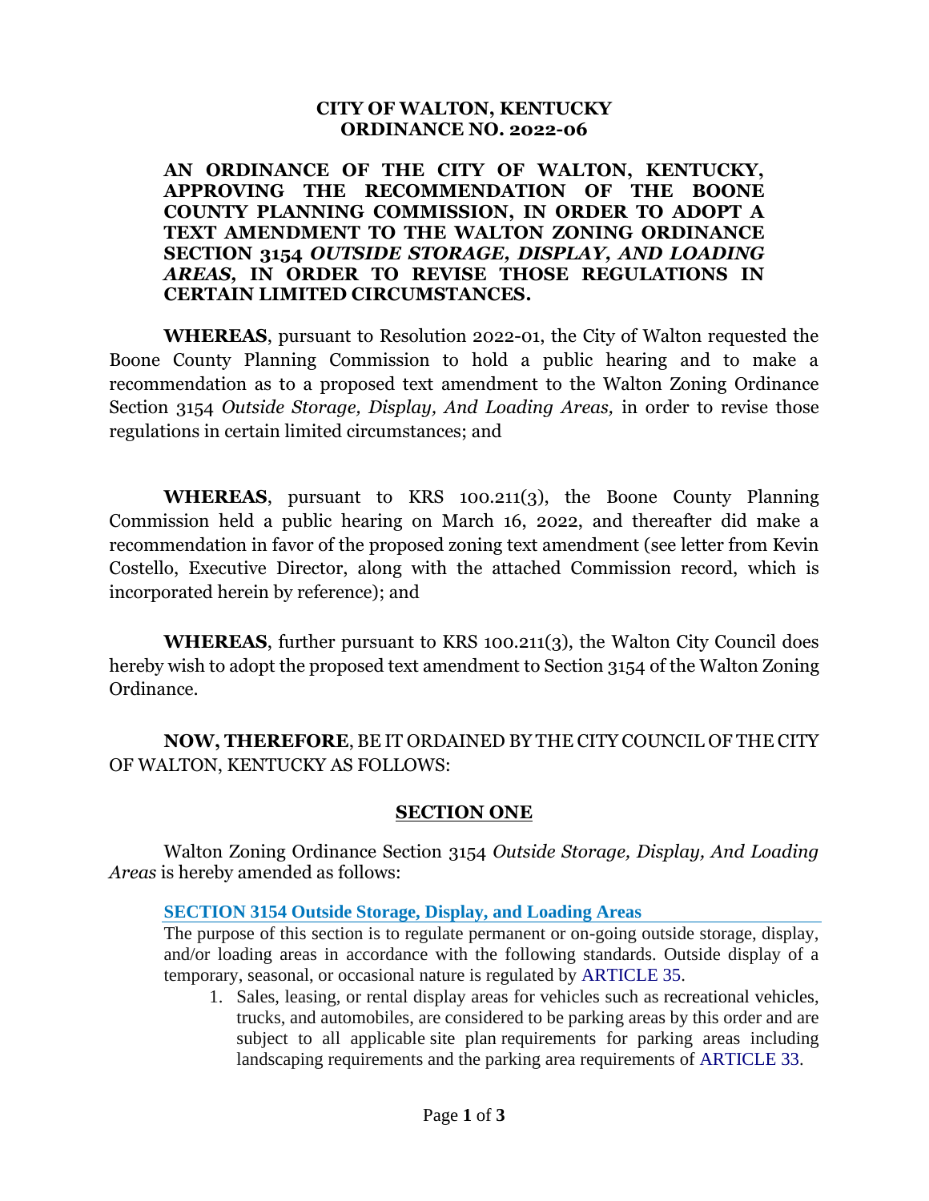**CITY OF WALTON, KENTUCKY**
**ORDINANCE NO. 2022-06**

**AN ORDINANCE OF THE CITY OF WALTON, KENTUCKY, APPROVING THE RECOMMENDATION OF THE BOONE COUNTY PLANNING COMMISSION, IN ORDER TO ADOPT A TEXT AMENDMENT TO THE WALTON ZONING ORDINANCE SECTION 3154 *OUTSIDE STORAGE, DISPLAY, AND LOADING AREAS*, IN ORDER TO REVISE THOSE REGULATIONS IN CERTAIN LIMITED CIRCUMSTANCES.**

**WHEREAS**, pursuant to Resolution 2022-01, the City of Walton requested the Boone County Planning Commission to hold a public hearing and to make a recommendation as to a proposed text amendment to the Walton Zoning Ordinance Section 3154 *Outside Storage, Display, And Loading Areas,* in order to revise those regulations in certain limited circumstances; and

**WHEREAS**, pursuant to KRS 100.211(3), the Boone County Planning Commission held a public hearing on March 16, 2022, and thereafter did make a recommendation in favor of the proposed zoning text amendment (see letter from Kevin Costello, Executive Director, along with the attached Commission record, which is incorporated herein by reference); and

**WHEREAS**, further pursuant to KRS 100.211(3), the Walton City Council does hereby wish to adopt the proposed text amendment to Section 3154 of the Walton Zoning Ordinance.

**NOW, THEREFORE**, BE IT ORDAINED BY THE CITY COUNCIL OF THE CITY OF WALTON, KENTUCKY AS FOLLOWS:

## SECTION ONE

Walton Zoning Ordinance Section 3154 *Outside Storage, Display, And Loading Areas* is hereby amended as follows:

### SECTION 3154 Outside Storage, Display, and Loading Areas

The purpose of this section is to regulate permanent or on-going outside storage, display, and/or loading areas in accordance with the following standards. Outside display of a temporary, seasonal, or occasional nature is regulated by ARTICLE 35.

1. Sales, leasing, or rental display areas for vehicles such as recreational vehicles, trucks, and automobiles, are considered to be parking areas by this order and are subject to all applicable site plan requirements for parking areas including landscaping requirements and the parking area requirements of ARTICLE 33.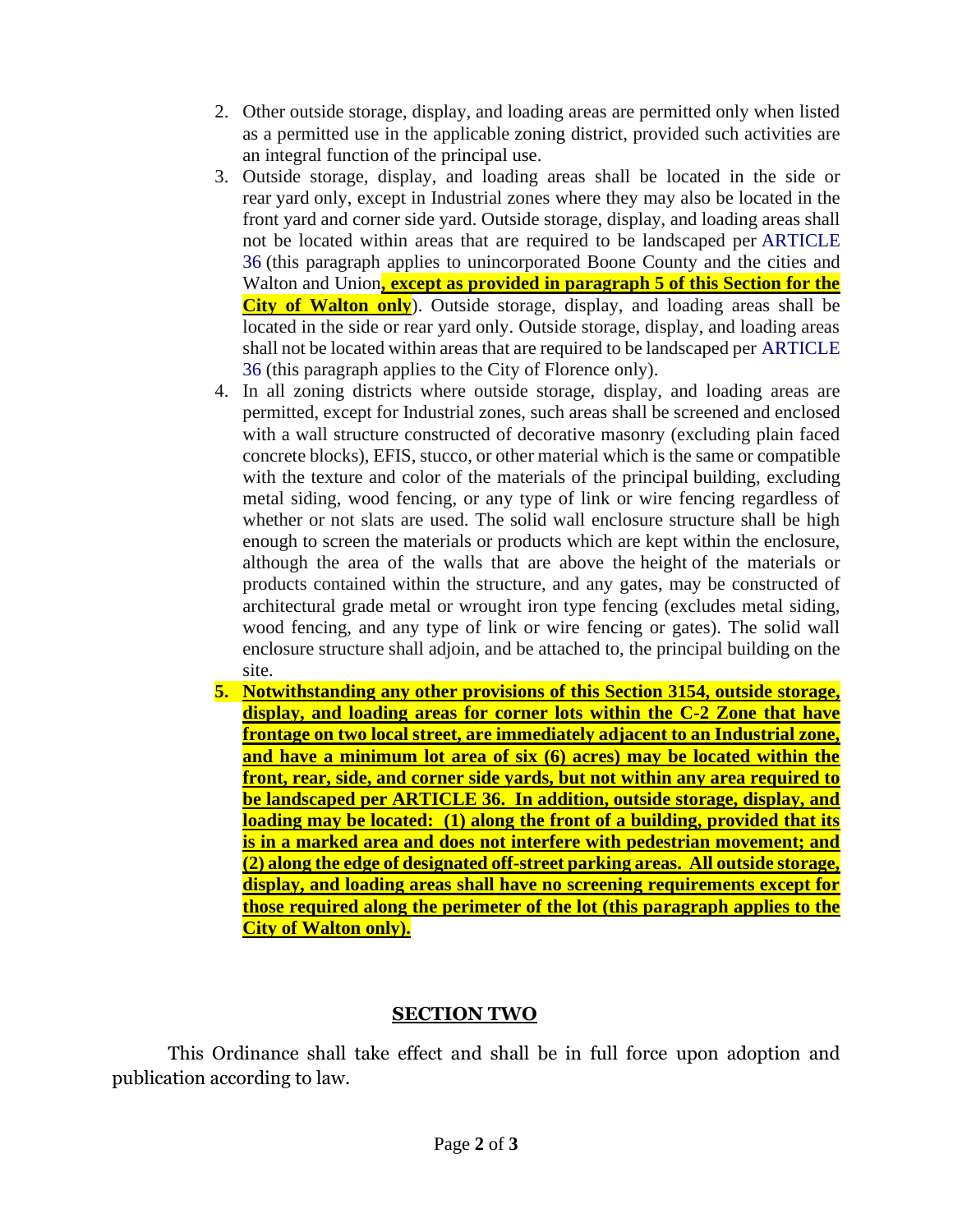2. Other outside storage, display, and loading areas are permitted only when listed as a permitted use in the applicable zoning district, provided such activities are an integral function of the principal use.
3. Outside storage, display, and loading areas shall be located in the side or rear yard only, except in Industrial zones where they may also be located in the front yard and corner side yard. Outside storage, display, and loading areas shall not be located within areas that are required to be landscaped per ARTICLE 36 (this paragraph applies to unincorporated Boone County and the cities and Walton and Union**, except as provided in paragraph 5 of this Section for the City of Walton only**). Outside storage, display, and loading areas shall be located in the side or rear yard only. Outside storage, display, and loading areas shall not be located within areas that are required to be landscaped per ARTICLE 36 (this paragraph applies to the City of Florence only).
4. In all zoning districts where outside storage, display, and loading areas are permitted, except for Industrial zones, such areas shall be screened and enclosed with a wall structure constructed of decorative masonry (excluding plain faced concrete blocks), EFIS, stucco, or other material which is the same or compatible with the texture and color of the materials of the principal building, excluding metal siding, wood fencing, or any type of link or wire fencing regardless of whether or not slats are used. The solid wall enclosure structure shall be high enough to screen the materials or products which are kept within the enclosure, although the area of the walls that are above the height of the materials or products contained within the structure, and any gates, may be constructed of architectural grade metal or wrought iron type fencing (excludes metal siding, wood fencing, and any type of link or wire fencing or gates). The solid wall enclosure structure shall adjoin, and be attached to, the principal building on the site.
5. **Notwithstanding any other provisions of this Section 3154, outside storage, display, and loading areas for corner lots within the C-2 Zone that have frontage on two local street, are immediately adjacent to an Industrial zone, and have a minimum lot area of six (6) acres) may be located within the front, rear, side, and corner side yards, but not within any area required to be landscaped per ARTICLE 36. In addition, outside storage, display, and loading may be located: (1) along the front of a building, provided that its is in a marked area and does not interfere with pedestrian movement; and (2) along the edge of designated off-street parking areas. All outside storage, display, and loading areas shall have no screening requirements except for those required along the perimeter of the lot (this paragraph applies to the City of Walton only).**

## SECTION TWO

This Ordinance shall take effect and shall be in full force upon adoption and publication according to law.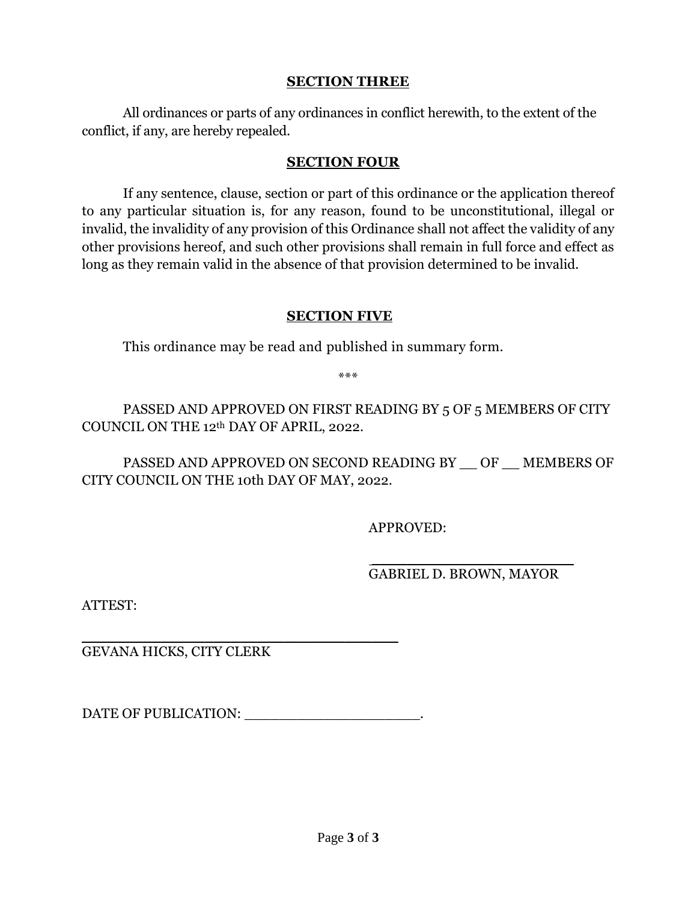**SECTION THREE**

All ordinances or parts of any ordinances in conflict herewith, to the extent of the conflict, if any, are hereby repealed.

**SECTION FOUR**

If any sentence, clause, section or part of this ordinance or the application thereof to any particular situation is, for any reason, found to be unconstitutional, illegal or invalid, the invalidity of any provision of this Ordinance shall not affect the validity of any other provisions hereof, and such other provisions shall remain in full force and effect as long as they remain valid in the absence of that provision determined to be invalid.

**SECTION FIVE**

This ordinance may be read and published in summary form.

\*\*\*

PASSED AND APPROVED ON FIRST READING BY 5 OF 5 MEMBERS OF CITY COUNCIL ON THE 12th DAY OF APRIL, 2022.

PASSED AND APPROVED ON SECOND READING BY __ OF __ MEMBERS OF CITY COUNCIL ON THE 10th DAY OF MAY, 2022.

APPROVED:

_________________________
GABRIEL D. BROWN, MAYOR

ATTEST:

_________________________
GEVANA HICKS, CITY CLERK

DATE OF PUBLICATION: _____________________.